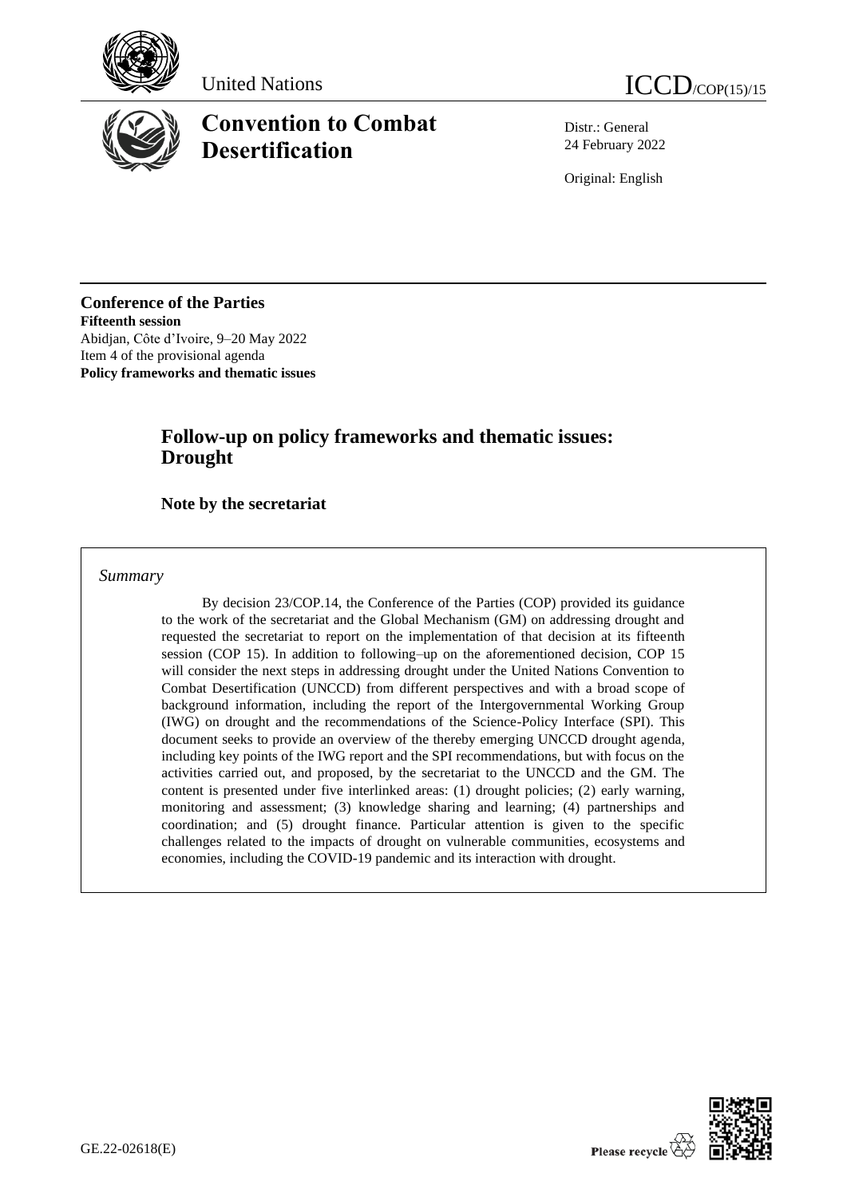United Nations

ICCD/COP(15)/15

# Convention to Combat Desertification

Distr.: General
24 February 2022

Original: English

**Conference of the Parties**
**Fifteenth session**
Abidjan, Côte d'Ivoire, 9–20 May 2022
Item 4 of the provisional agenda
**Policy frameworks and thematic issues**

## Follow-up on policy frameworks and thematic issues: Drought

### Note by the secretariat

*Summary*

By decision 23/COP.14, the Conference of the Parties (COP) provided its guidance to the work of the secretariat and the Global Mechanism (GM) on addressing drought and requested the secretariat to report on the implementation of that decision at its fifteenth session (COP 15). In addition to following–up on the aforementioned decision, COP 15 will consider the next steps in addressing drought under the United Nations Convention to Combat Desertification (UNCCD) from different perspectives and with a broad scope of background information, including the report of the Intergovernmental Working Group (IWG) on drought and the recommendations of the Science-Policy Interface (SPI). This document seeks to provide an overview of the thereby emerging UNCCD drought agenda, including key points of the IWG report and the SPI recommendations, but with focus on the activities carried out, and proposed, by the secretariat to the UNCCD and the GM. The content is presented under five interlinked areas: (1) drought policies; (2) early warning, monitoring and assessment; (3) knowledge sharing and learning; (4) partnerships and coordination; and (5) drought finance. Particular attention is given to the specific challenges related to the impacts of drought on vulnerable communities, ecosystems and economies, including the COVID-19 pandemic and its interaction with drought.

GE.22-02618(E)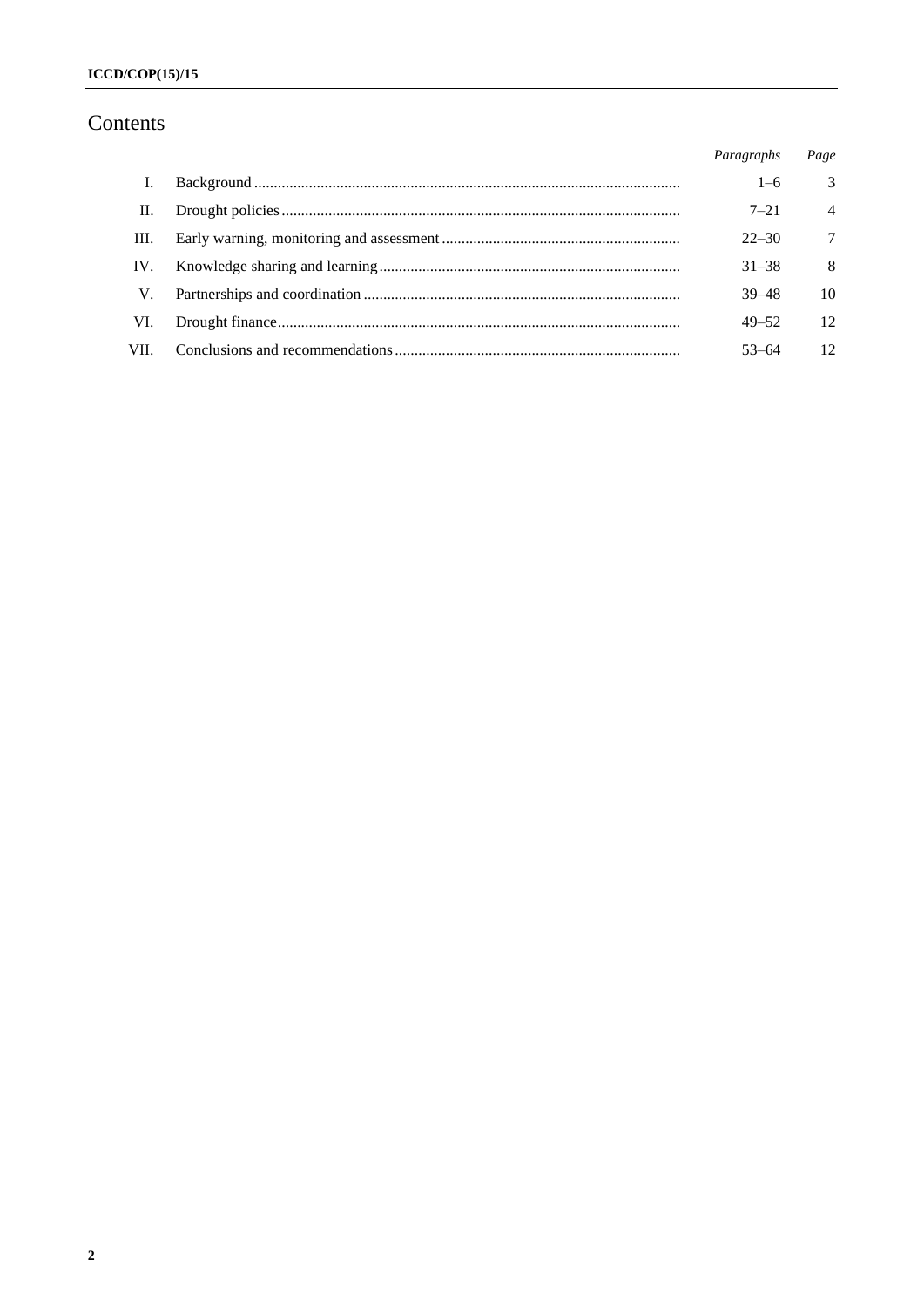# Contents

| | | *Paragraphs* | *Page* |
|---|---|---|---|
| I. | Background | 1–6 | 3 |
| II. | Drought policies | 7–21 | 4 |
| III. | Early warning, monitoring and assessment | 22–30 | 7 |
| IV. | Knowledge sharing and learning | 31–38 | 8 |
| V. | Partnerships and coordination | 39–48 | 10 |
| VI. | Drought finance | 49–52 | 12 |
| VII. | Conclusions and recommendations | 53–64 | 12 |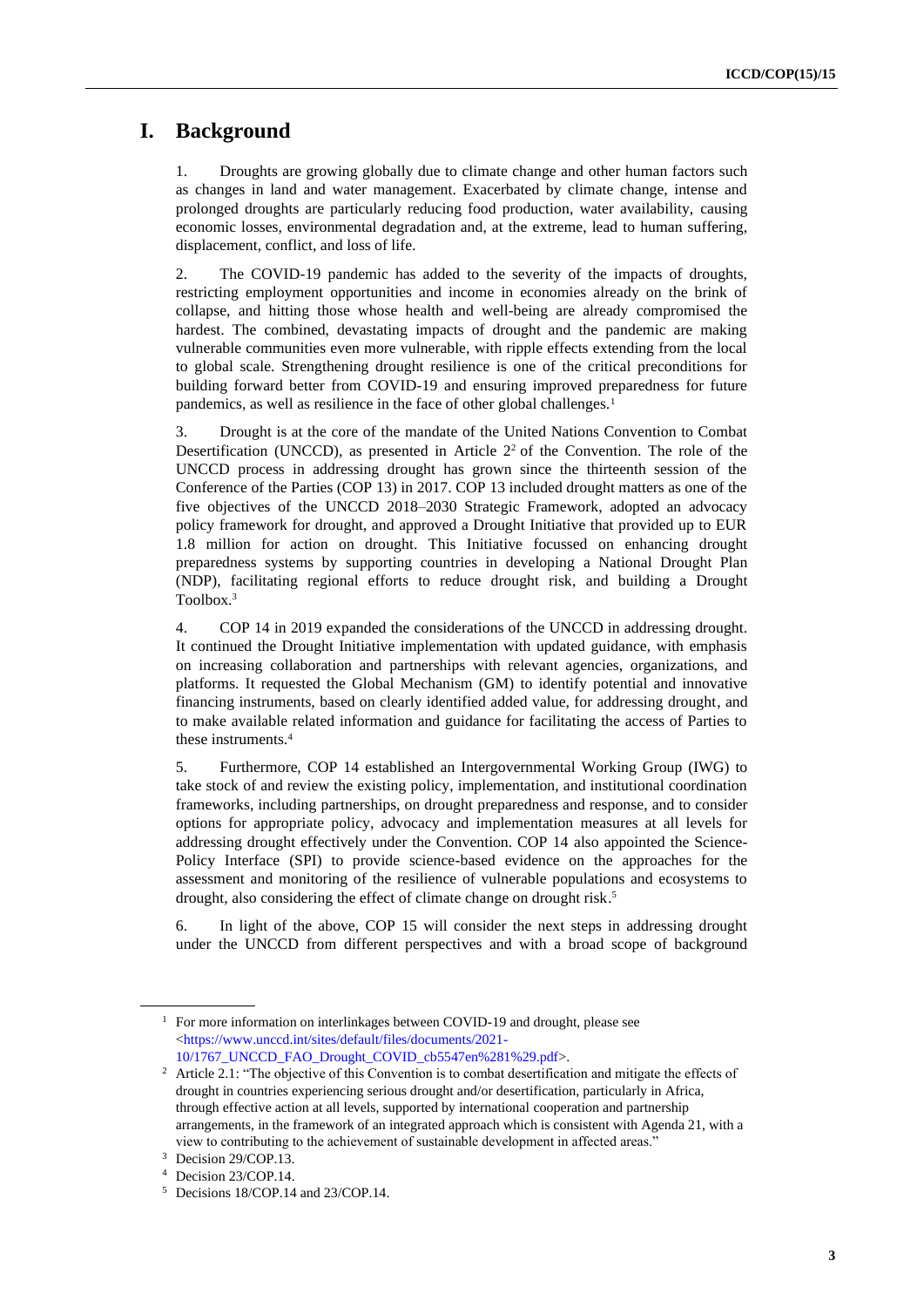# I. Background

1. Droughts are growing globally due to climate change and other human factors such as changes in land and water management. Exacerbated by climate change, intense and prolonged droughts are particularly reducing food production, water availability, causing economic losses, environmental degradation and, at the extreme, lead to human suffering, displacement, conflict, and loss of life.

2. The COVID-19 pandemic has added to the severity of the impacts of droughts, restricting employment opportunities and income in economies already on the brink of collapse, and hitting those whose health and well-being are already compromised the hardest. The combined, devastating impacts of drought and the pandemic are making vulnerable communities even more vulnerable, with ripple effects extending from the local to global scale. Strengthening drought resilience is one of the critical preconditions for building forward better from COVID-19 and ensuring improved preparedness for future pandemics, as well as resilience in the face of other global challenges.[1]

3. Drought is at the core of the mandate of the United Nations Convention to Combat Desertification (UNCCD), as presented in Article 2[2] of the Convention. The role of the UNCCD process in addressing drought has grown since the thirteenth session of the Conference of the Parties (COP 13) in 2017. COP 13 included drought matters as one of the five objectives of the UNCCD 2018–2030 Strategic Framework, adopted an advocacy policy framework for drought, and approved a Drought Initiative that provided up to EUR 1.8 million for action on drought. This Initiative focussed on enhancing drought preparedness systems by supporting countries in developing a National Drought Plan (NDP), facilitating regional efforts to reduce drought risk, and building a Drought Toolbox.[3]

4. COP 14 in 2019 expanded the considerations of the UNCCD in addressing drought. It continued the Drought Initiative implementation with updated guidance, with emphasis on increasing collaboration and partnerships with relevant agencies, organizations, and platforms. It requested the Global Mechanism (GM) to identify potential and innovative financing instruments, based on clearly identified added value, for addressing drought, and to make available related information and guidance for facilitating the access of Parties to these instruments.[4]

5. Furthermore, COP 14 established an Intergovernmental Working Group (IWG) to take stock of and review the existing policy, implementation, and institutional coordination frameworks, including partnerships, on drought preparedness and response, and to consider options for appropriate policy, advocacy and implementation measures at all levels for addressing drought effectively under the Convention. COP 14 also appointed the Science-Policy Interface (SPI) to provide science-based evidence on the approaches for the assessment and monitoring of the resilience of vulnerable populations and ecosystems to drought, also considering the effect of climate change on drought risk.[5]

6. In light of the above, COP 15 will consider the next steps in addressing drought under the UNCCD from different perspectives and with a broad scope of background

---

[1] For more information on interlinkages between COVID-19 and drought, please see <https://www.unccd.int/sites/default/files/documents/2021-10/1767_UNCCD_FAO_Drought_COVID_cb5547en%281%29.pdf>.

[2] Article 2.1: "The objective of this Convention is to combat desertification and mitigate the effects of drought in countries experiencing serious drought and/or desertification, particularly in Africa, through effective action at all levels, supported by international cooperation and partnership arrangements, in the framework of an integrated approach which is consistent with Agenda 21, with a view to contributing to the achievement of sustainable development in affected areas."

[3] Decision 29/COP.13.

[4] Decision 23/COP.14.

[5] Decisions 18/COP.14 and 23/COP.14.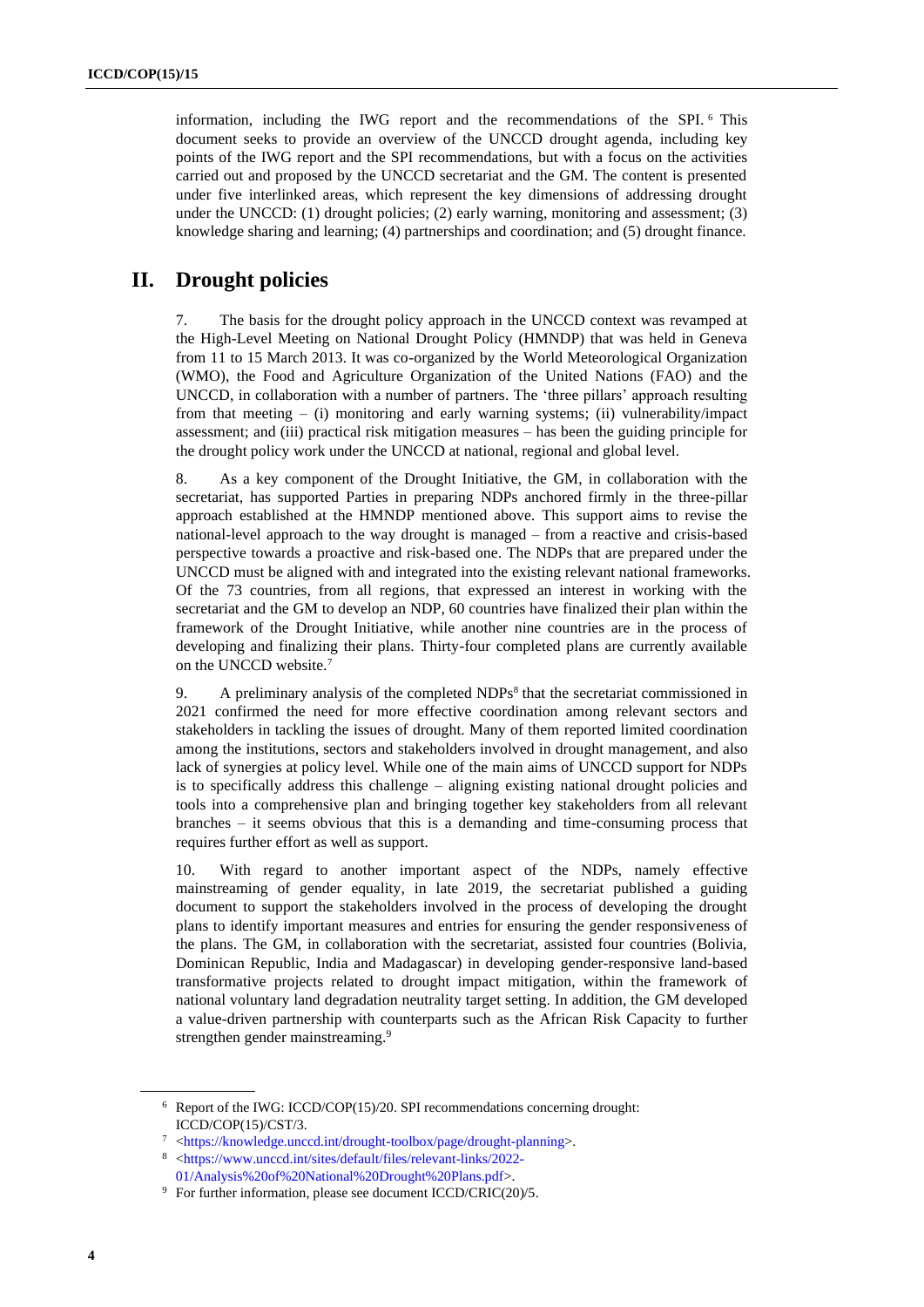information, including the IWG report and the recommendations of the SPI.[6] This document seeks to provide an overview of the UNCCD drought agenda, including key points of the IWG report and the SPI recommendations, but with a focus on the activities carried out and proposed by the UNCCD secretariat and the GM. The content is presented under five interlinked areas, which represent the key dimensions of addressing drought under the UNCCD: (1) drought policies; (2) early warning, monitoring and assessment; (3) knowledge sharing and learning; (4) partnerships and coordination; and (5) drought finance.

## II. Drought policies

7. The basis for the drought policy approach in the UNCCD context was revamped at the High-Level Meeting on National Drought Policy (HMNDP) that was held in Geneva from 11 to 15 March 2013. It was co-organized by the World Meteorological Organization (WMO), the Food and Agriculture Organization of the United Nations (FAO) and the UNCCD, in collaboration with a number of partners. The 'three pillars' approach resulting from that meeting – (i) monitoring and early warning systems; (ii) vulnerability/impact assessment; and (iii) practical risk mitigation measures – has been the guiding principle for the drought policy work under the UNCCD at national, regional and global level.

8. As a key component of the Drought Initiative, the GM, in collaboration with the secretariat, has supported Parties in preparing NDPs anchored firmly in the three-pillar approach established at the HMNDP mentioned above. This support aims to revise the national-level approach to the way drought is managed – from a reactive and crisis-based perspective towards a proactive and risk-based one. The NDPs that are prepared under the UNCCD must be aligned with and integrated into the existing relevant national frameworks. Of the 73 countries, from all regions, that expressed an interest in working with the secretariat and the GM to develop an NDP, 60 countries have finalized their plan within the framework of the Drought Initiative, while another nine countries are in the process of developing and finalizing their plans. Thirty-four completed plans are currently available on the UNCCD website.[7]

9. A preliminary analysis of the completed NDPs[8] that the secretariat commissioned in 2021 confirmed the need for more effective coordination among relevant sectors and stakeholders in tackling the issues of drought. Many of them reported limited coordination among the institutions, sectors and stakeholders involved in drought management, and also lack of synergies at policy level. While one of the main aims of UNCCD support for NDPs is to specifically address this challenge – aligning existing national drought policies and tools into a comprehensive plan and bringing together key stakeholders from all relevant branches – it seems obvious that this is a demanding and time-consuming process that requires further effort as well as support.

10. With regard to another important aspect of the NDPs, namely effective mainstreaming of gender equality, in late 2019, the secretariat published a guiding document to support the stakeholders involved in the process of developing the drought plans to identify important measures and entries for ensuring the gender responsiveness of the plans. The GM, in collaboration with the secretariat, assisted four countries (Bolivia, Dominican Republic, India and Madagascar) in developing gender-responsive land-based transformative projects related to drought impact mitigation, within the framework of national voluntary land degradation neutrality target setting. In addition, the GM developed a value-driven partnership with counterparts such as the African Risk Capacity to further strengthen gender mainstreaming.[9]

---

[6] Report of the IWG: ICCD/COP(15)/20. SPI recommendations concerning drought: ICCD/COP(15)/CST/3.

[7] <https://knowledge.unccd.int/drought-toolbox/page/drought-planning>.

[8] <https://www.unccd.int/sites/default/files/relevant-links/2022-01/Analysis%20of%20National%20Drought%20Plans.pdf>.

[9] For further information, please see document ICCD/CRIC(20)/5.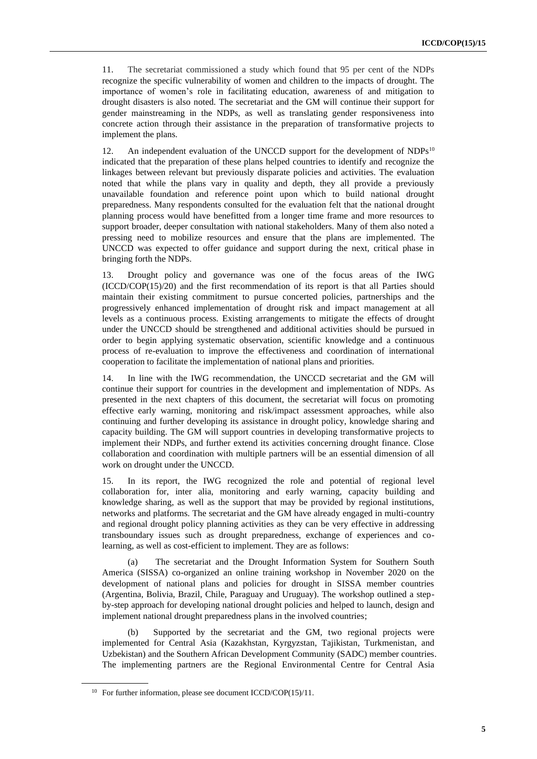11. The secretariat commissioned a study which found that 95 per cent of the NDPs recognize the specific vulnerability of women and children to the impacts of drought. The importance of women's role in facilitating education, awareness of and mitigation to drought disasters is also noted. The secretariat and the GM will continue their support for gender mainstreaming in the NDPs, as well as translating gender responsiveness into concrete action through their assistance in the preparation of transformative projects to implement the plans.

12. An independent evaluation of the UNCCD support for the development of NDPs[10] indicated that the preparation of these plans helped countries to identify and recognize the linkages between relevant but previously disparate policies and activities. The evaluation noted that while the plans vary in quality and depth, they all provide a previously unavailable foundation and reference point upon which to build national drought preparedness. Many respondents consulted for the evaluation felt that the national drought planning process would have benefitted from a longer time frame and more resources to support broader, deeper consultation with national stakeholders. Many of them also noted a pressing need to mobilize resources and ensure that the plans are implemented. The UNCCD was expected to offer guidance and support during the next, critical phase in bringing forth the NDPs.

13. Drought policy and governance was one of the focus areas of the IWG (ICCD/COP(15)/20) and the first recommendation of its report is that all Parties should maintain their existing commitment to pursue concerted policies, partnerships and the progressively enhanced implementation of drought risk and impact management at all levels as a continuous process. Existing arrangements to mitigate the effects of drought under the UNCCD should be strengthened and additional activities should be pursued in order to begin applying systematic observation, scientific knowledge and a continuous process of re-evaluation to improve the effectiveness and coordination of international cooperation to facilitate the implementation of national plans and priorities.

14. In line with the IWG recommendation, the UNCCD secretariat and the GM will continue their support for countries in the development and implementation of NDPs. As presented in the next chapters of this document, the secretariat will focus on promoting effective early warning, monitoring and risk/impact assessment approaches, while also continuing and further developing its assistance in drought policy, knowledge sharing and capacity building. The GM will support countries in developing transformative projects to implement their NDPs, and further extend its activities concerning drought finance. Close collaboration and coordination with multiple partners will be an essential dimension of all work on drought under the UNCCD.

15. In its report, the IWG recognized the role and potential of regional level collaboration for, inter alia, monitoring and early warning, capacity building and knowledge sharing, as well as the support that may be provided by regional institutions, networks and platforms. The secretariat and the GM have already engaged in multi-country and regional drought policy planning activities as they can be very effective in addressing transboundary issues such as drought preparedness, exchange of experiences and co-learning, as well as cost-efficient to implement. They are as follows:

(a) The secretariat and the Drought Information System for Southern South America (SISSA) co-organized an online training workshop in November 2020 on the development of national plans and policies for drought in SISSA member countries (Argentina, Bolivia, Brazil, Chile, Paraguay and Uruguay). The workshop outlined a step-by-step approach for developing national drought policies and helped to launch, design and implement national drought preparedness plans in the involved countries;

(b) Supported by the secretariat and the GM, two regional projects were implemented for Central Asia (Kazakhstan, Kyrgyzstan, Tajikistan, Turkmenistan, and Uzbekistan) and the Southern African Development Community (SADC) member countries. The implementing partners are the Regional Environmental Centre for Central Asia

[10] For further information, please see document ICCD/COP(15)/11.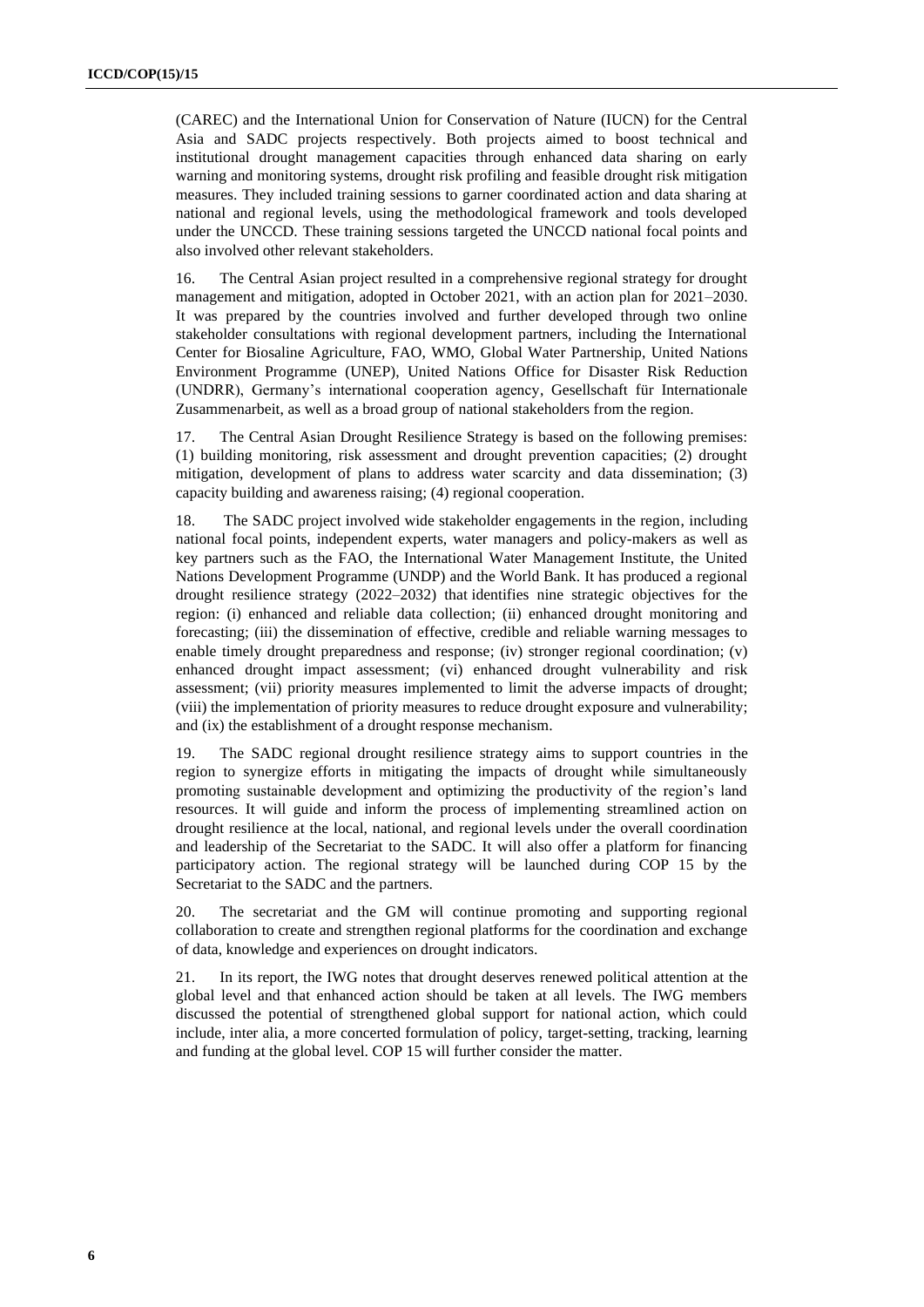(CAREC) and the International Union for Conservation of Nature (IUCN) for the Central Asia and SADC projects respectively. Both projects aimed to boost technical and institutional drought management capacities through enhanced data sharing on early warning and monitoring systems, drought risk profiling and feasible drought risk mitigation measures. They included training sessions to garner coordinated action and data sharing at national and regional levels, using the methodological framework and tools developed under the UNCCD. These training sessions targeted the UNCCD national focal points and also involved other relevant stakeholders.

16. The Central Asian project resulted in a comprehensive regional strategy for drought management and mitigation, adopted in October 2021, with an action plan for 2021–2030. It was prepared by the countries involved and further developed through two online stakeholder consultations with regional development partners, including the International Center for Biosaline Agriculture, FAO, WMO, Global Water Partnership, United Nations Environment Programme (UNEP), United Nations Office for Disaster Risk Reduction (UNDRR), Germany's international cooperation agency, Gesellschaft für Internationale Zusammenarbeit, as well as a broad group of national stakeholders from the region.

17. The Central Asian Drought Resilience Strategy is based on the following premises: (1) building monitoring, risk assessment and drought prevention capacities; (2) drought mitigation, development of plans to address water scarcity and data dissemination; (3) capacity building and awareness raising; (4) regional cooperation.

18. The SADC project involved wide stakeholder engagements in the region, including national focal points, independent experts, water managers and policy-makers as well as key partners such as the FAO, the International Water Management Institute, the United Nations Development Programme (UNDP) and the World Bank. It has produced a regional drought resilience strategy (2022–2032) that identifies nine strategic objectives for the region: (i) enhanced and reliable data collection; (ii) enhanced drought monitoring and forecasting; (iii) the dissemination of effective, credible and reliable warning messages to enable timely drought preparedness and response; (iv) stronger regional coordination; (v) enhanced drought impact assessment; (vi) enhanced drought vulnerability and risk assessment; (vii) priority measures implemented to limit the adverse impacts of drought; (viii) the implementation of priority measures to reduce drought exposure and vulnerability; and (ix) the establishment of a drought response mechanism.

19. The SADC regional drought resilience strategy aims to support countries in the region to synergize efforts in mitigating the impacts of drought while simultaneously promoting sustainable development and optimizing the productivity of the region's land resources. It will guide and inform the process of implementing streamlined action on drought resilience at the local, national, and regional levels under the overall coordination and leadership of the Secretariat to the SADC. It will also offer a platform for financing participatory action. The regional strategy will be launched during COP 15 by the Secretariat to the SADC and the partners.

20. The secretariat and the GM will continue promoting and supporting regional collaboration to create and strengthen regional platforms for the coordination and exchange of data, knowledge and experiences on drought indicators.

21. In its report, the IWG notes that drought deserves renewed political attention at the global level and that enhanced action should be taken at all levels. The IWG members discussed the potential of strengthened global support for national action, which could include, inter alia, a more concerted formulation of policy, target-setting, tracking, learning and funding at the global level. COP 15 will further consider the matter.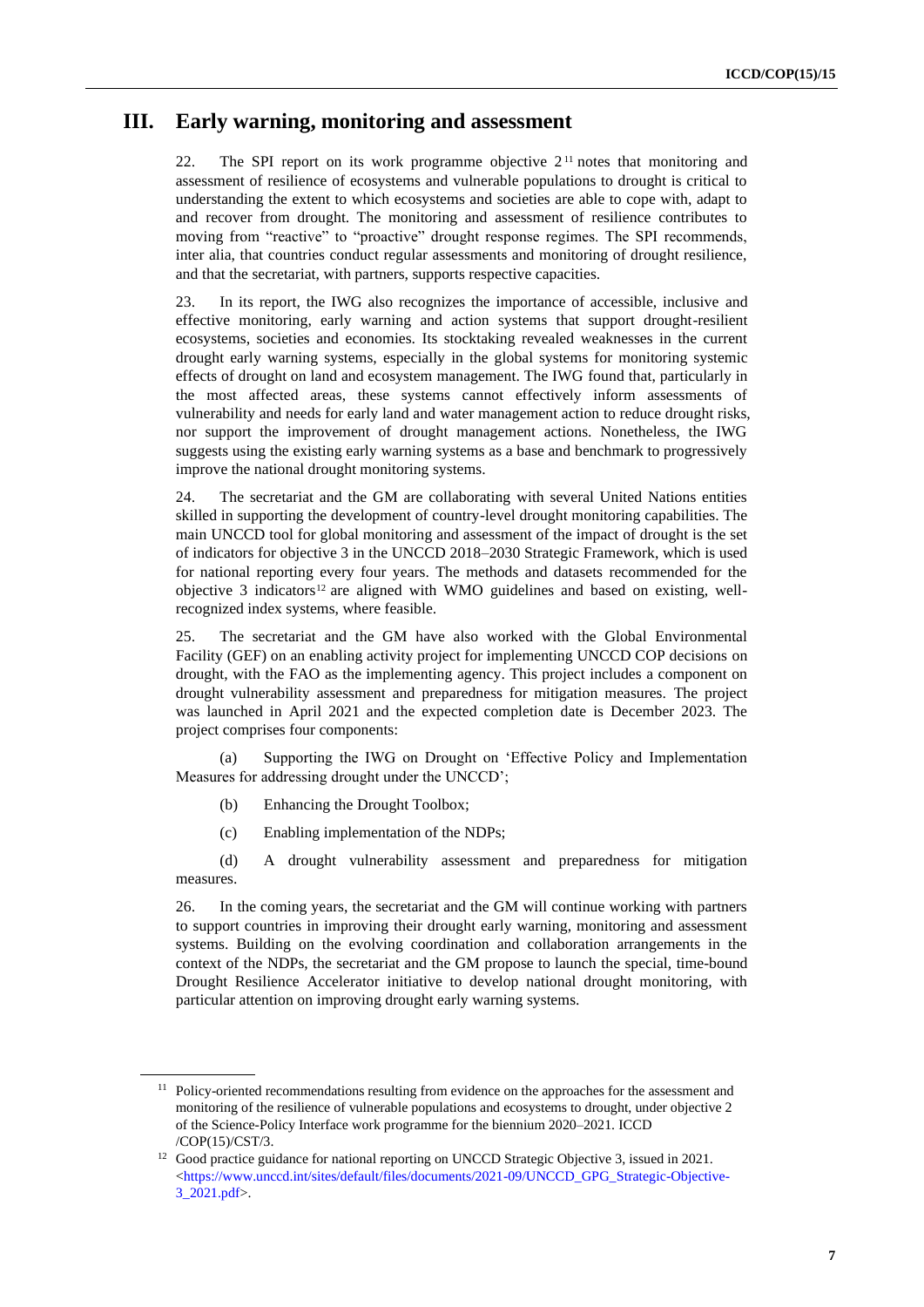# III. Early warning, monitoring and assessment

22. The SPI report on its work programme objective 2[11] notes that monitoring and assessment of resilience of ecosystems and vulnerable populations to drought is critical to understanding the extent to which ecosystems and societies are able to cope with, adapt to and recover from drought. The monitoring and assessment of resilience contributes to moving from "reactive" to "proactive" drought response regimes. The SPI recommends, inter alia, that countries conduct regular assessments and monitoring of drought resilience, and that the secretariat, with partners, supports respective capacities.

23. In its report, the IWG also recognizes the importance of accessible, inclusive and effective monitoring, early warning and action systems that support drought-resilient ecosystems, societies and economies. Its stocktaking revealed weaknesses in the current drought early warning systems, especially in the global systems for monitoring systemic effects of drought on land and ecosystem management. The IWG found that, particularly in the most affected areas, these systems cannot effectively inform assessments of vulnerability and needs for early land and water management action to reduce drought risks, nor support the improvement of drought management actions. Nonetheless, the IWG suggests using the existing early warning systems as a base and benchmark to progressively improve the national drought monitoring systems.

24. The secretariat and the GM are collaborating with several United Nations entities skilled in supporting the development of country-level drought monitoring capabilities. The main UNCCD tool for global monitoring and assessment of the impact of drought is the set of indicators for objective 3 in the UNCCD 2018–2030 Strategic Framework, which is used for national reporting every four years. The methods and datasets recommended for the objective 3 indicators[12] are aligned with WMO guidelines and based on existing, well-recognized index systems, where feasible.

25. The secretariat and the GM have also worked with the Global Environmental Facility (GEF) on an enabling activity project for implementing UNCCD COP decisions on drought, with the FAO as the implementing agency. This project includes a component on drought vulnerability assessment and preparedness for mitigation measures. The project was launched in April 2021 and the expected completion date is December 2023. The project comprises four components:

(a) Supporting the IWG on Drought on 'Effective Policy and Implementation Measures for addressing drought under the UNCCD';

(b) Enhancing the Drought Toolbox;

(c) Enabling implementation of the NDPs;

(d) A drought vulnerability assessment and preparedness for mitigation measures.

26. In the coming years, the secretariat and the GM will continue working with partners to support countries in improving their drought early warning, monitoring and assessment systems. Building on the evolving coordination and collaboration arrangements in the context of the NDPs, the secretariat and the GM propose to launch the special, time-bound Drought Resilience Accelerator initiative to develop national drought monitoring, with particular attention on improving drought early warning systems.

---

[11] Policy-oriented recommendations resulting from evidence on the approaches for the assessment and monitoring of the resilience of vulnerable populations and ecosystems to drought, under objective 2 of the Science-Policy Interface work programme for the biennium 2020–2021. ICCD /COP(15)/CST/3.

[12] Good practice guidance for national reporting on UNCCD Strategic Objective 3, issued in 2021. <https://www.unccd.int/sites/default/files/documents/2021-09/UNCCD_GPG_Strategic-Objective-3_2021.pdf>.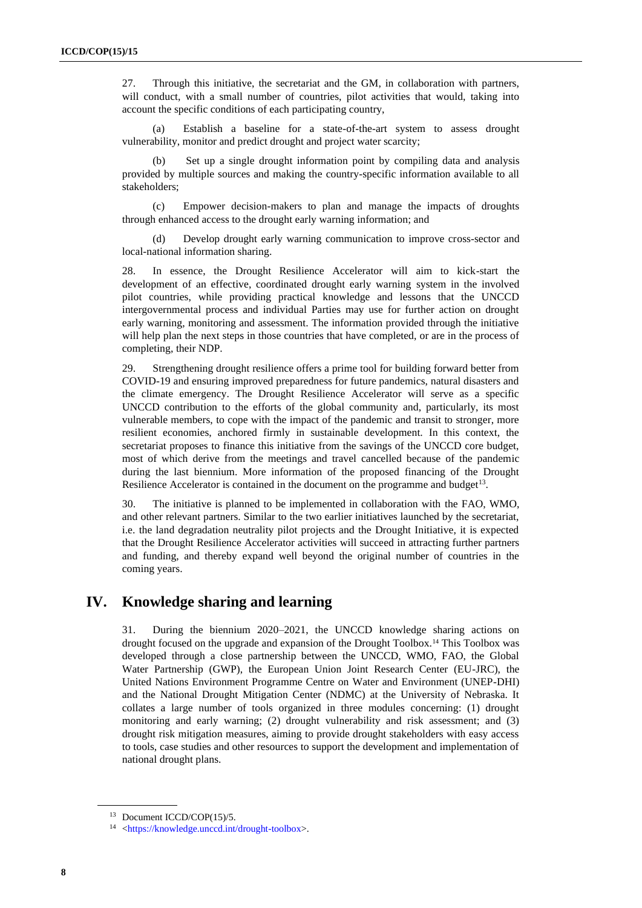27. Through this initiative, the secretariat and the GM, in collaboration with partners, will conduct, with a small number of countries, pilot activities that would, taking into account the specific conditions of each participating country,

(a) Establish a baseline for a state-of-the-art system to assess drought vulnerability, monitor and predict drought and project water scarcity;

(b) Set up a single drought information point by compiling data and analysis provided by multiple sources and making the country-specific information available to all stakeholders;

(c) Empower decision-makers to plan and manage the impacts of droughts through enhanced access to the drought early warning information; and

(d) Develop drought early warning communication to improve cross-sector and local-national information sharing.

28. In essence, the Drought Resilience Accelerator will aim to kick-start the development of an effective, coordinated drought early warning system in the involved pilot countries, while providing practical knowledge and lessons that the UNCCD intergovernmental process and individual Parties may use for further action on drought early warning, monitoring and assessment. The information provided through the initiative will help plan the next steps in those countries that have completed, or are in the process of completing, their NDP.

29. Strengthening drought resilience offers a prime tool for building forward better from COVID-19 and ensuring improved preparedness for future pandemics, natural disasters and the climate emergency. The Drought Resilience Accelerator will serve as a specific UNCCD contribution to the efforts of the global community and, particularly, its most vulnerable members, to cope with the impact of the pandemic and transit to stronger, more resilient economies, anchored firmly in sustainable development. In this context, the secretariat proposes to finance this initiative from the savings of the UNCCD core budget, most of which derive from the meetings and travel cancelled because of the pandemic during the last biennium. More information of the proposed financing of the Drought Resilience Accelerator is contained in the document on the programme and budget[13].

30. The initiative is planned to be implemented in collaboration with the FAO, WMO, and other relevant partners. Similar to the two earlier initiatives launched by the secretariat, i.e. the land degradation neutrality pilot projects and the Drought Initiative, it is expected that the Drought Resilience Accelerator activities will succeed in attracting further partners and funding, and thereby expand well beyond the original number of countries in the coming years.

# IV. Knowledge sharing and learning

31. During the biennium 2020–2021, the UNCCD knowledge sharing actions on drought focused on the upgrade and expansion of the Drought Toolbox.[14] This Toolbox was developed through a close partnership between the UNCCD, WMO, FAO, the Global Water Partnership (GWP), the European Union Joint Research Center (EU-JRC), the United Nations Environment Programme Centre on Water and Environment (UNEP-DHI) and the National Drought Mitigation Center (NDMC) at the University of Nebraska. It collates a large number of tools organized in three modules concerning: (1) drought monitoring and early warning; (2) drought vulnerability and risk assessment; and (3) drought risk mitigation measures, aiming to provide drought stakeholders with easy access to tools, case studies and other resources to support the development and implementation of national drought plans.

[13] Document ICCD/COP(15)/5.

[14] <https://knowledge.unccd.int/drought-toolbox>.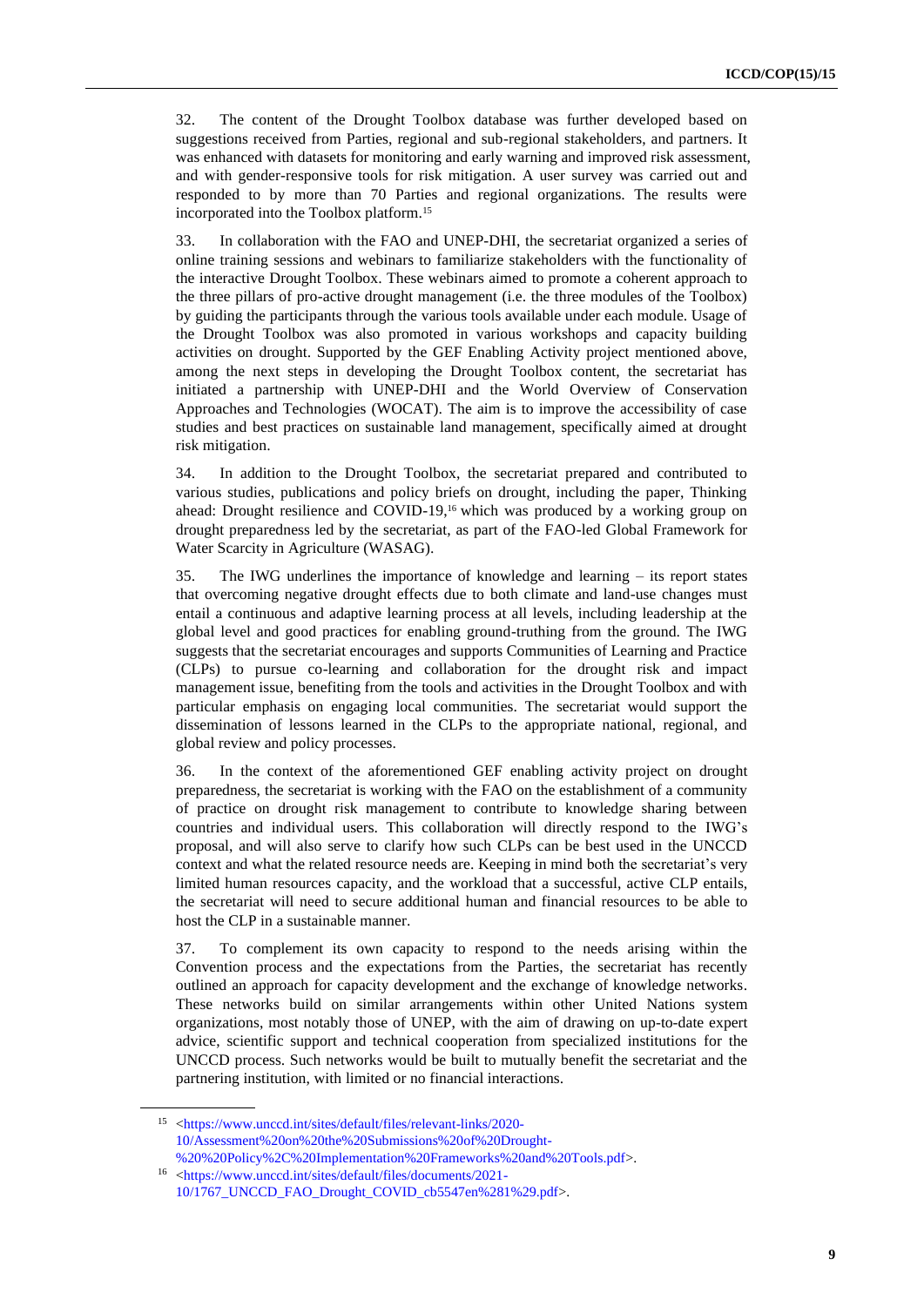32. The content of the Drought Toolbox database was further developed based on suggestions received from Parties, regional and sub-regional stakeholders, and partners. It was enhanced with datasets for monitoring and early warning and improved risk assessment, and with gender-responsive tools for risk mitigation. A user survey was carried out and responded to by more than 70 Parties and regional organizations. The results were incorporated into the Toolbox platform.[15]

33. In collaboration with the FAO and UNEP-DHI, the secretariat organized a series of online training sessions and webinars to familiarize stakeholders with the functionality of the interactive Drought Toolbox. These webinars aimed to promote a coherent approach to the three pillars of pro-active drought management (i.e. the three modules of the Toolbox) by guiding the participants through the various tools available under each module. Usage of the Drought Toolbox was also promoted in various workshops and capacity building activities on drought. Supported by the GEF Enabling Activity project mentioned above, among the next steps in developing the Drought Toolbox content, the secretariat has initiated a partnership with UNEP-DHI and the World Overview of Conservation Approaches and Technologies (WOCAT). The aim is to improve the accessibility of case studies and best practices on sustainable land management, specifically aimed at drought risk mitigation.

34. In addition to the Drought Toolbox, the secretariat prepared and contributed to various studies, publications and policy briefs on drought, including the paper, Thinking ahead: Drought resilience and COVID-19,[16] which was produced by a working group on drought preparedness led by the secretariat, as part of the FAO-led Global Framework for Water Scarcity in Agriculture (WASAG).

35. The IWG underlines the importance of knowledge and learning – its report states that overcoming negative drought effects due to both climate and land-use changes must entail a continuous and adaptive learning process at all levels, including leadership at the global level and good practices for enabling ground-truthing from the ground. The IWG suggests that the secretariat encourages and supports Communities of Learning and Practice (CLPs) to pursue co-learning and collaboration for the drought risk and impact management issue, benefiting from the tools and activities in the Drought Toolbox and with particular emphasis on engaging local communities. The secretariat would support the dissemination of lessons learned in the CLPs to the appropriate national, regional, and global review and policy processes.

36. In the context of the aforementioned GEF enabling activity project on drought preparedness, the secretariat is working with the FAO on the establishment of a community of practice on drought risk management to contribute to knowledge sharing between countries and individual users. This collaboration will directly respond to the IWG's proposal, and will also serve to clarify how such CLPs can be best used in the UNCCD context and what the related resource needs are. Keeping in mind both the secretariat's very limited human resources capacity, and the workload that a successful, active CLP entails, the secretariat will need to secure additional human and financial resources to be able to host the CLP in a sustainable manner.

37. To complement its own capacity to respond to the needs arising within the Convention process and the expectations from the Parties, the secretariat has recently outlined an approach for capacity development and the exchange of knowledge networks. These networks build on similar arrangements within other United Nations system organizations, most notably those of UNEP, with the aim of drawing on up-to-date expert advice, scientific support and technical cooperation from specialized institutions for the UNCCD process. Such networks would be built to mutually benefit the secretariat and the partnering institution, with limited or no financial interactions.

---

[15] <https://www.unccd.int/sites/default/files/relevant-links/2020-10/Assessment%20on%20the%20Submissions%20of%20Drought-%20%20Policy%2C%20Implementation%20Frameworks%20and%20Tools.pdf>.

[16] <https://www.unccd.int/sites/default/files/documents/2021-10/1767_UNCCD_FAO_Drought_COVID_cb5547en%281%29.pdf>.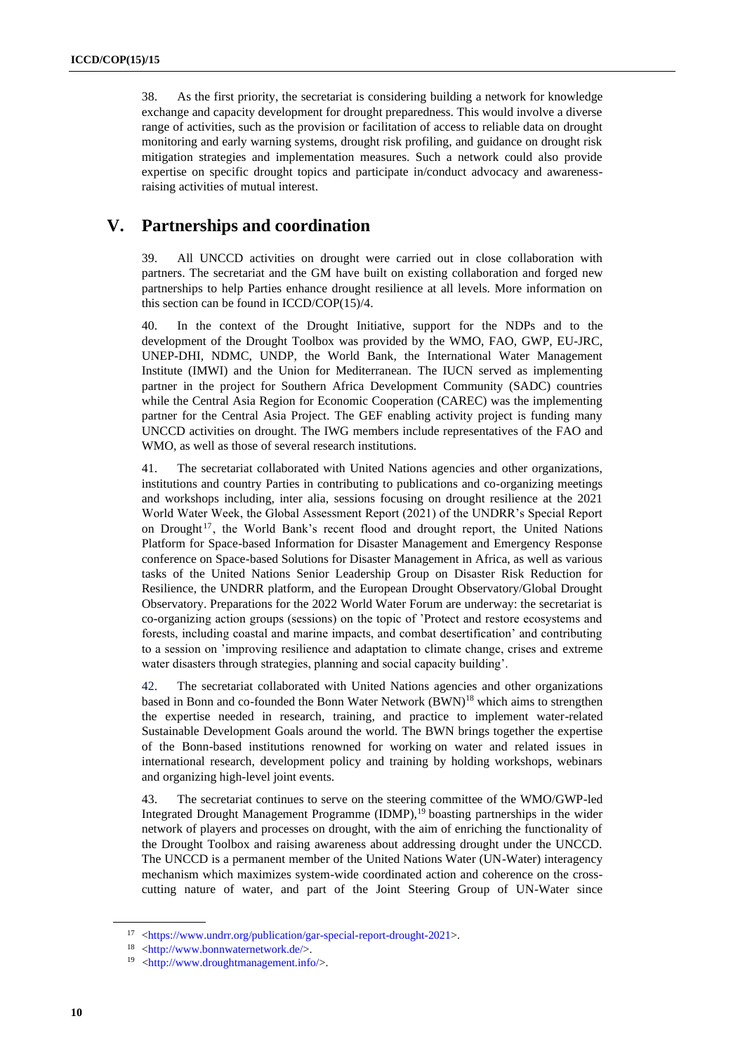38. As the first priority, the secretariat is considering building a network for knowledge exchange and capacity development for drought preparedness. This would involve a diverse range of activities, such as the provision or facilitation of access to reliable data on drought monitoring and early warning systems, drought risk profiling, and guidance on drought risk mitigation strategies and implementation measures. Such a network could also provide expertise on specific drought topics and participate in/conduct advocacy and awareness-raising activities of mutual interest.

## V. Partnerships and coordination

39. All UNCCD activities on drought were carried out in close collaboration with partners. The secretariat and the GM have built on existing collaboration and forged new partnerships to help Parties enhance drought resilience at all levels. More information on this section can be found in ICCD/COP(15)/4.

40. In the context of the Drought Initiative, support for the NDPs and to the development of the Drought Toolbox was provided by the WMO, FAO, GWP, EU-JRC, UNEP-DHI, NDMC, UNDP, the World Bank, the International Water Management Institute (IMWI) and the Union for Mediterranean. The IUCN served as implementing partner in the project for Southern Africa Development Community (SADC) countries while the Central Asia Region for Economic Cooperation (CAREC) was the implementing partner for the Central Asia Project. The GEF enabling activity project is funding many UNCCD activities on drought. The IWG members include representatives of the FAO and WMO, as well as those of several research institutions.

41. The secretariat collaborated with United Nations agencies and other organizations, institutions and country Parties in contributing to publications and co-organizing meetings and workshops including, inter alia, sessions focusing on drought resilience at the 2021 World Water Week, the Global Assessment Report (2021) of the UNDRR's Special Report on Drought[17], the World Bank's recent flood and drought report, the United Nations Platform for Space-based Information for Disaster Management and Emergency Response conference on Space-based Solutions for Disaster Management in Africa, as well as various tasks of the United Nations Senior Leadership Group on Disaster Risk Reduction for Resilience, the UNDRR platform, and the European Drought Observatory/Global Drought Observatory. Preparations for the 2022 World Water Forum are underway: the secretariat is co-organizing action groups (sessions) on the topic of 'Protect and restore ecosystems and forests, including coastal and marine impacts, and combat desertification' and contributing to a session on 'improving resilience and adaptation to climate change, crises and extreme water disasters through strategies, planning and social capacity building'.

42. The secretariat collaborated with United Nations agencies and other organizations based in Bonn and co-founded the Bonn Water Network (BWN)[18] which aims to strengthen the expertise needed in research, training, and practice to implement water-related Sustainable Development Goals around the world. The BWN brings together the expertise of the Bonn-based institutions renowned for working on water and related issues in international research, development policy and training by holding workshops, webinars and organizing high-level joint events.

43. The secretariat continues to serve on the steering committee of the WMO/GWP-led Integrated Drought Management Programme (IDMP),[19] boasting partnerships in the wider network of players and processes on drought, with the aim of enriching the functionality of the Drought Toolbox and raising awareness about addressing drought under the UNCCD. The UNCCD is a permanent member of the United Nations Water (UN-Water) interagency mechanism which maximizes system-wide coordinated action and coherence on the cross-cutting nature of water, and part of the Joint Steering Group of UN-Water since

---

[17] <https://www.undrr.org/publication/gar-special-report-drought-2021>.

[18] <http://www.bonnwaternetwork.de/>.

[19] <http://www.droughtmanagement.info/>.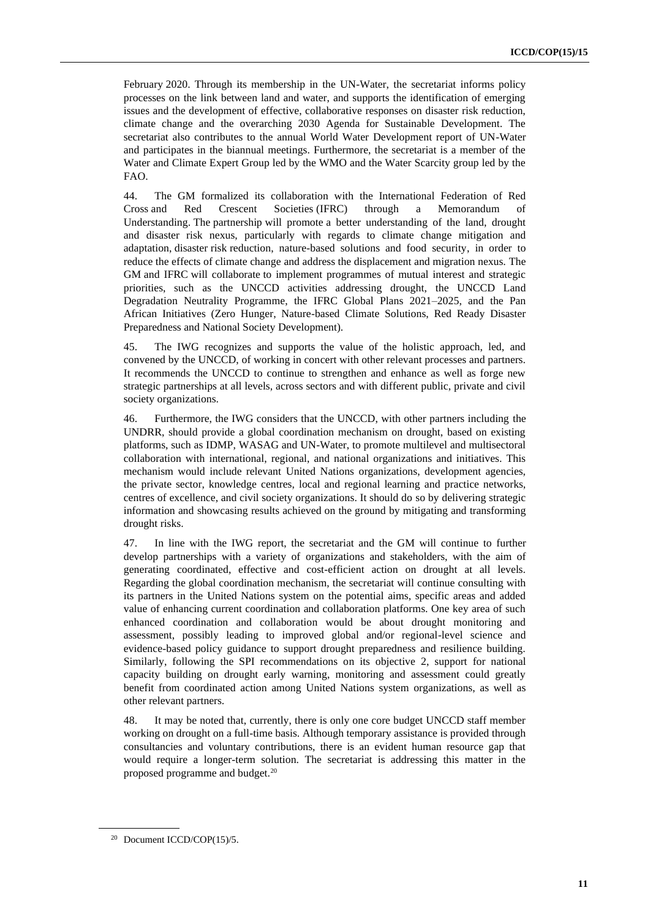February 2020. Through its membership in the UN-Water, the secretariat informs policy processes on the link between land and water, and supports the identification of emerging issues and the development of effective, collaborative responses on disaster risk reduction, climate change and the overarching 2030 Agenda for Sustainable Development. The secretariat also contributes to the annual World Water Development report of UN-Water and participates in the biannual meetings. Furthermore, the secretariat is a member of the Water and Climate Expert Group led by the WMO and the Water Scarcity group led by the FAO.

44. The GM formalized its collaboration with the International Federation of Red Cross and Red Crescent Societies (IFRC) through a Memorandum of Understanding. The partnership will promote a better understanding of the land, drought and disaster risk nexus, particularly with regards to climate change mitigation and adaptation, disaster risk reduction, nature-based solutions and food security, in order to reduce the effects of climate change and address the displacement and migration nexus. The GM and IFRC will collaborate to implement programmes of mutual interest and strategic priorities, such as the UNCCD activities addressing drought, the UNCCD Land Degradation Neutrality Programme, the IFRC Global Plans 2021–2025, and the Pan African Initiatives (Zero Hunger, Nature-based Climate Solutions, Red Ready Disaster Preparedness and National Society Development).

45. The IWG recognizes and supports the value of the holistic approach, led, and convened by the UNCCD, of working in concert with other relevant processes and partners. It recommends the UNCCD to continue to strengthen and enhance as well as forge new strategic partnerships at all levels, across sectors and with different public, private and civil society organizations.

46. Furthermore, the IWG considers that the UNCCD, with other partners including the UNDRR, should provide a global coordination mechanism on drought, based on existing platforms, such as IDMP, WASAG and UN-Water, to promote multilevel and multisectoral collaboration with international, regional, and national organizations and initiatives. This mechanism would include relevant United Nations organizations, development agencies, the private sector, knowledge centres, local and regional learning and practice networks, centres of excellence, and civil society organizations. It should do so by delivering strategic information and showcasing results achieved on the ground by mitigating and transforming drought risks.

47. In line with the IWG report, the secretariat and the GM will continue to further develop partnerships with a variety of organizations and stakeholders, with the aim of generating coordinated, effective and cost-efficient action on drought at all levels. Regarding the global coordination mechanism, the secretariat will continue consulting with its partners in the United Nations system on the potential aims, specific areas and added value of enhancing current coordination and collaboration platforms. One key area of such enhanced coordination and collaboration would be about drought monitoring and assessment, possibly leading to improved global and/or regional-level science and evidence-based policy guidance to support drought preparedness and resilience building. Similarly, following the SPI recommendations on its objective 2, support for national capacity building on drought early warning, monitoring and assessment could greatly benefit from coordinated action among United Nations system organizations, as well as other relevant partners.

48. It may be noted that, currently, there is only one core budget UNCCD staff member working on drought on a full-time basis. Although temporary assistance is provided through consultancies and voluntary contributions, there is an evident human resource gap that would require a longer-term solution. The secretariat is addressing this matter in the proposed programme and budget.[20]

[20] Document ICCD/COP(15)/5.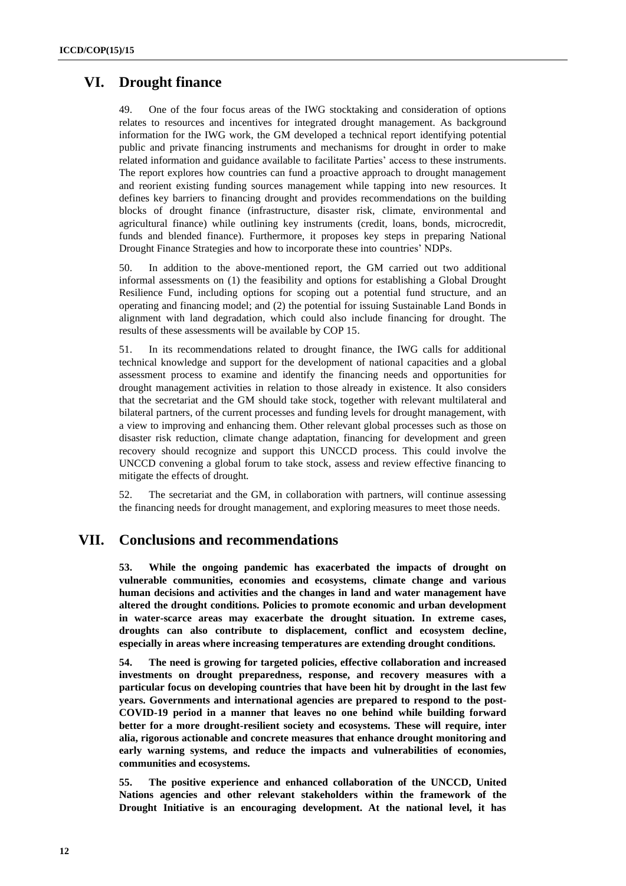## VI. Drought finance

49. One of the four focus areas of the IWG stocktaking and consideration of options relates to resources and incentives for integrated drought management. As background information for the IWG work, the GM developed a technical report identifying potential public and private financing instruments and mechanisms for drought in order to make related information and guidance available to facilitate Parties' access to these instruments. The report explores how countries can fund a proactive approach to drought management and reorient existing funding sources management while tapping into new resources. It defines key barriers to financing drought and provides recommendations on the building blocks of drought finance (infrastructure, disaster risk, climate, environmental and agricultural finance) while outlining key instruments (credit, loans, bonds, microcredit, funds and blended finance). Furthermore, it proposes key steps in preparing National Drought Finance Strategies and how to incorporate these into countries' NDPs.

50. In addition to the above-mentioned report, the GM carried out two additional informal assessments on (1) the feasibility and options for establishing a Global Drought Resilience Fund, including options for scoping out a potential fund structure, and an operating and financing model; and (2) the potential for issuing Sustainable Land Bonds in alignment with land degradation, which could also include financing for drought. The results of these assessments will be available by COP 15.

51. In its recommendations related to drought finance, the IWG calls for additional technical knowledge and support for the development of national capacities and a global assessment process to examine and identify the financing needs and opportunities for drought management activities in relation to those already in existence. It also considers that the secretariat and the GM should take stock, together with relevant multilateral and bilateral partners, of the current processes and funding levels for drought management, with a view to improving and enhancing them. Other relevant global processes such as those on disaster risk reduction, climate change adaptation, financing for development and green recovery should recognize and support this UNCCD process. This could involve the UNCCD convening a global forum to take stock, assess and review effective financing to mitigate the effects of drought.

52. The secretariat and the GM, in collaboration with partners, will continue assessing the financing needs for drought management, and exploring measures to meet those needs.

## VII. Conclusions and recommendations

**53. While the ongoing pandemic has exacerbated the impacts of drought on vulnerable communities, economies and ecosystems, climate change and various human decisions and activities and the changes in land and water management have altered the drought conditions. Policies to promote economic and urban development in water-scarce areas may exacerbate the drought situation. In extreme cases, droughts can also contribute to displacement, conflict and ecosystem decline, especially in areas where increasing temperatures are extending drought conditions.**

**54. The need is growing for targeted policies, effective collaboration and increased investments on drought preparedness, response, and recovery measures with a particular focus on developing countries that have been hit by drought in the last few years. Governments and international agencies are prepared to respond to the post-COVID-19 period in a manner that leaves no one behind while building forward better for a more drought-resilient society and ecosystems. These will require, inter alia, rigorous actionable and concrete measures that enhance drought monitoring and early warning systems, and reduce the impacts and vulnerabilities of economies, communities and ecosystems.**

**55. The positive experience and enhanced collaboration of the UNCCD, United Nations agencies and other relevant stakeholders within the framework of the Drought Initiative is an encouraging development. At the national level, it has**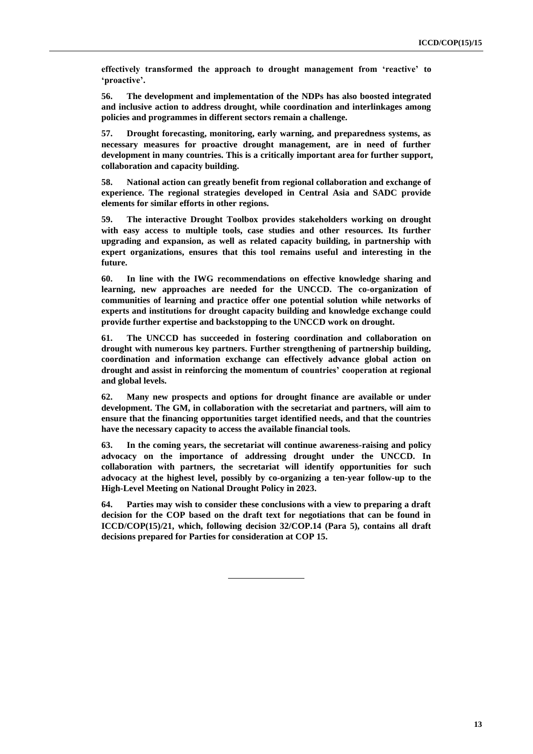**effectively transformed the approach to drought management from 'reactive' to 'proactive'.**

**56. The development and implementation of the NDPs has also boosted integrated and inclusive action to address drought, while coordination and interlinkages among policies and programmes in different sectors remain a challenge.**

**57. Drought forecasting, monitoring, early warning, and preparedness systems, as necessary measures for proactive drought management, are in need of further development in many countries. This is a critically important area for further support, collaboration and capacity building.**

**58. National action can greatly benefit from regional collaboration and exchange of experience. The regional strategies developed in Central Asia and SADC provide elements for similar efforts in other regions.**

**59. The interactive Drought Toolbox provides stakeholders working on drought with easy access to multiple tools, case studies and other resources. Its further upgrading and expansion, as well as related capacity building, in partnership with expert organizations, ensures that this tool remains useful and interesting in the future.**

**60. In line with the IWG recommendations on effective knowledge sharing and learning, new approaches are needed for the UNCCD. The co-organization of communities of learning and practice offer one potential solution while networks of experts and institutions for drought capacity building and knowledge exchange could provide further expertise and backstopping to the UNCCD work on drought.**

**61. The UNCCD has succeeded in fostering coordination and collaboration on drought with numerous key partners. Further strengthening of partnership building, coordination and information exchange can effectively advance global action on drought and assist in reinforcing the momentum of countries' cooperation at regional and global levels.**

**62. Many new prospects and options for drought finance are available or under development. The GM, in collaboration with the secretariat and partners, will aim to ensure that the financing opportunities target identified needs, and that the countries have the necessary capacity to access the available financial tools.**

**63. In the coming years, the secretariat will continue awareness-raising and policy advocacy on the importance of addressing drought under the UNCCD. In collaboration with partners, the secretariat will identify opportunities for such advocacy at the highest level, possibly by co-organizing a ten-year follow-up to the High-Level Meeting on National Drought Policy in 2023.**

**64. Parties may wish to consider these conclusions with a view to preparing a draft decision for the COP based on the draft text for negotiations that can be found in ICCD/COP(15)/21, which, following decision 32/COP.14 (Para 5), contains all draft decisions prepared for Parties for consideration at COP 15.**